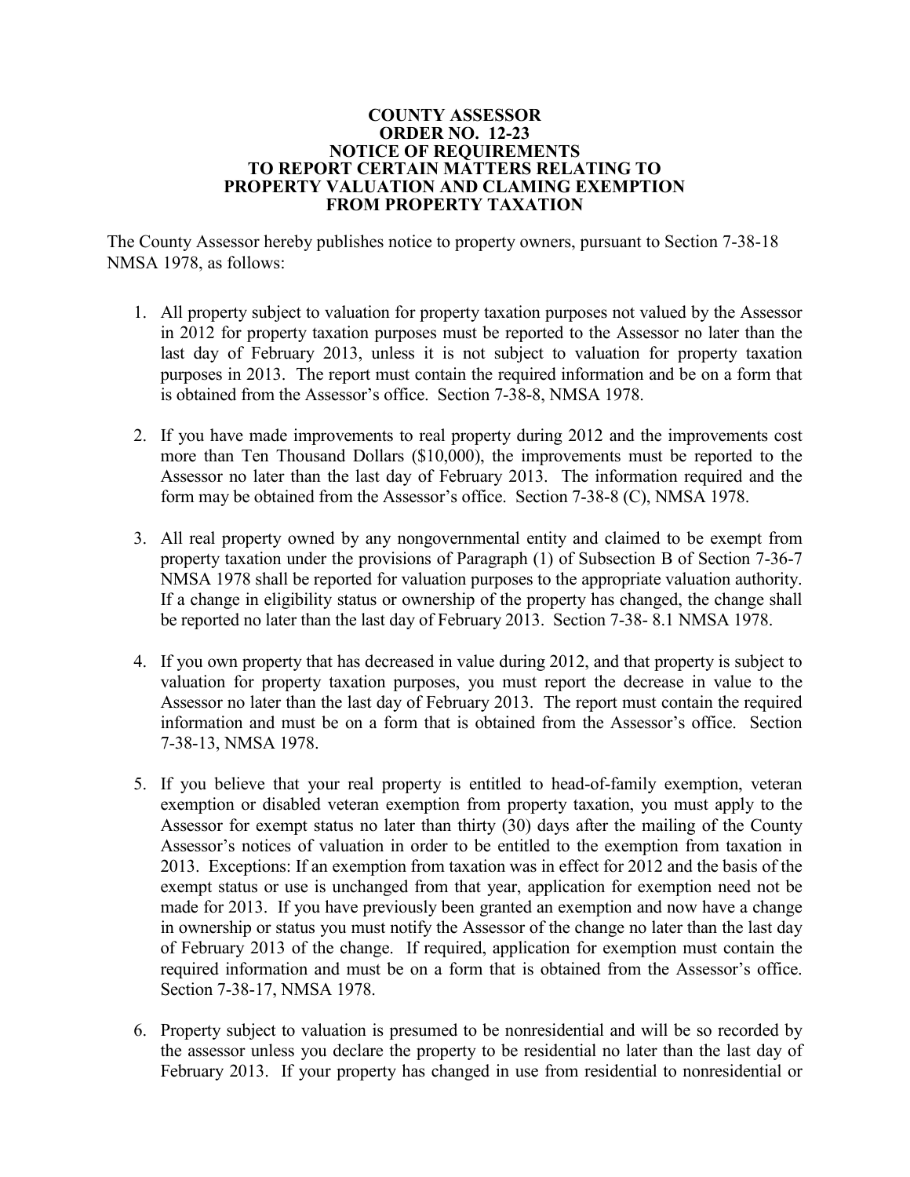# COUNTY ASSESSOR
# ORDER NO. 12-23
# NOTICE OF REQUIREMENTS TO REPORT CERTAIN MATTERS RELATING TO PROPERTY VALUATION AND CLAMING EXEMPTION FROM PROPERTY TAXATION

The County Assessor hereby publishes notice to property owners, pursuant to Section 7-38-18 NMSA 1978, as follows:

1. All property subject to valuation for property taxation purposes not valued by the Assessor in 2012 for property taxation purposes must be reported to the Assessor no later than the last day of February 2013, unless it is not subject to valuation for property taxation purposes in 2013. The report must contain the required information and be on a form that is obtained from the Assessor's office. Section 7-38-8, NMSA 1978.

2. If you have made improvements to real property during 2012 and the improvements cost more than Ten Thousand Dollars ($10,000), the improvements must be reported to the Assessor no later than the last day of February 2013. The information required and the form may be obtained from the Assessor's office. Section 7-38-8 (C), NMSA 1978.

3. All real property owned by any nongovernmental entity and claimed to be exempt from property taxation under the provisions of Paragraph (1) of Subsection B of Section 7-36-7 NMSA 1978 shall be reported for valuation purposes to the appropriate valuation authority. If a change in eligibility status or ownership of the property has changed, the change shall be reported no later than the last day of February 2013. Section 7-38- 8.1 NMSA 1978.

4. If you own property that has decreased in value during 2012, and that property is subject to valuation for property taxation purposes, you must report the decrease in value to the Assessor no later than the last day of February 2013. The report must contain the required information and must be on a form that is obtained from the Assessor's office. Section 7-38-13, NMSA 1978.

5. If you believe that your real property is entitled to head-of-family exemption, veteran exemption or disabled veteran exemption from property taxation, you must apply to the Assessor for exempt status no later than thirty (30) days after the mailing of the County Assessor's notices of valuation in order to be entitled to the exemption from taxation in 2013. Exceptions: If an exemption from taxation was in effect for 2012 and the basis of the exempt status or use is unchanged from that year, application for exemption need not be made for 2013. If you have previously been granted an exemption and now have a change in ownership or status you must notify the Assessor of the change no later than the last day of February 2013 of the change. If required, application for exemption must contain the required information and must be on a form that is obtained from the Assessor's office. Section 7-38-17, NMSA 1978.

6. Property subject to valuation is presumed to be nonresidential and will be so recorded by the assessor unless you declare the property to be residential no later than the last day of February 2013. If your property has changed in use from residential to nonresidential or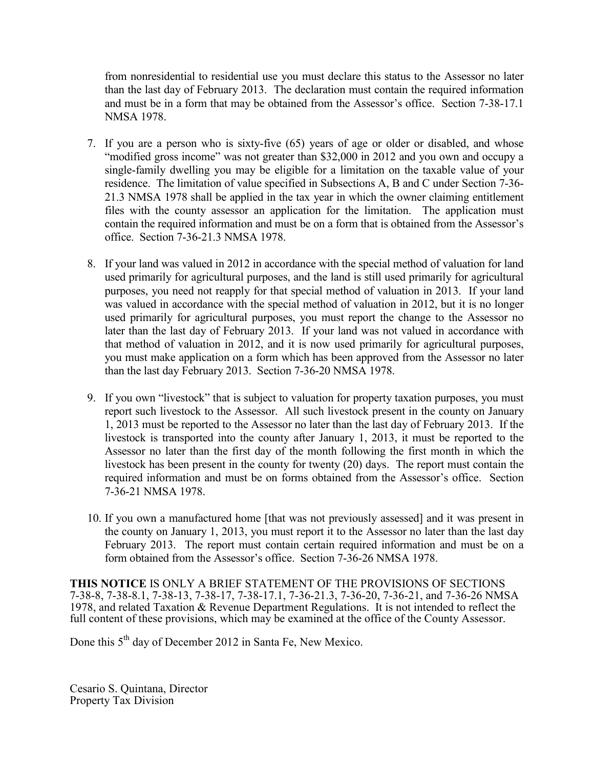from nonresidential to residential use you must declare this status to the Assessor no later than the last day of February 2013. The declaration must contain the required information and must be in a form that may be obtained from the Assessor's office. Section 7-38-17.1 NMSA 1978.

7. If you are a person who is sixty-five (65) years of age or older or disabled, and whose "modified gross income" was not greater than $32,000 in 2012 and you own and occupy a single-family dwelling you may be eligible for a limitation on the taxable value of your residence. The limitation of value specified in Subsections A, B and C under Section 7-36-21.3 NMSA 1978 shall be applied in the tax year in which the owner claiming entitlement files with the county assessor an application for the limitation. The application must contain the required information and must be on a form that is obtained from the Assessor's office. Section 7-36-21.3 NMSA 1978.

8. If your land was valued in 2012 in accordance with the special method of valuation for land used primarily for agricultural purposes, and the land is still used primarily for agricultural purposes, you need not reapply for that special method of valuation in 2013. If your land was valued in accordance with the special method of valuation in 2012, but it is no longer used primarily for agricultural purposes, you must report the change to the Assessor no later than the last day of February 2013. If your land was not valued in accordance with that method of valuation in 2012, and it is now used primarily for agricultural purposes, you must make application on a form which has been approved from the Assessor no later than the last day February 2013. Section 7-36-20 NMSA 1978.

9. If you own "livestock" that is subject to valuation for property taxation purposes, you must report such livestock to the Assessor. All such livestock present in the county on January 1, 2013 must be reported to the Assessor no later than the last day of February 2013. If the livestock is transported into the county after January 1, 2013, it must be reported to the Assessor no later than the first day of the month following the first month in which the livestock has been present in the county for twenty (20) days. The report must contain the required information and must be on forms obtained from the Assessor's office. Section 7-36-21 NMSA 1978.

10. If you own a manufactured home [that was not previously assessed] and it was present in the county on January 1, 2013, you must report it to the Assessor no later than the last day February 2013. The report must contain certain required information and must be on a form obtained from the Assessor's office. Section 7-36-26 NMSA 1978.

**THIS NOTICE** IS ONLY A BRIEF STATEMENT OF THE PROVISIONS OF SECTIONS 7-38-8, 7-38-8.1, 7-38-13, 7-38-17, 7-38-17.1, 7-36-21.3, 7-36-20, 7-36-21, and 7-36-26 NMSA 1978, and related Taxation & Revenue Department Regulations. It is not intended to reflect the full content of these provisions, which may be examined at the office of the County Assessor.

Done this 5th day of December 2012 in Santa Fe, New Mexico.

Cesario S. Quintana, Director
Property Tax Division